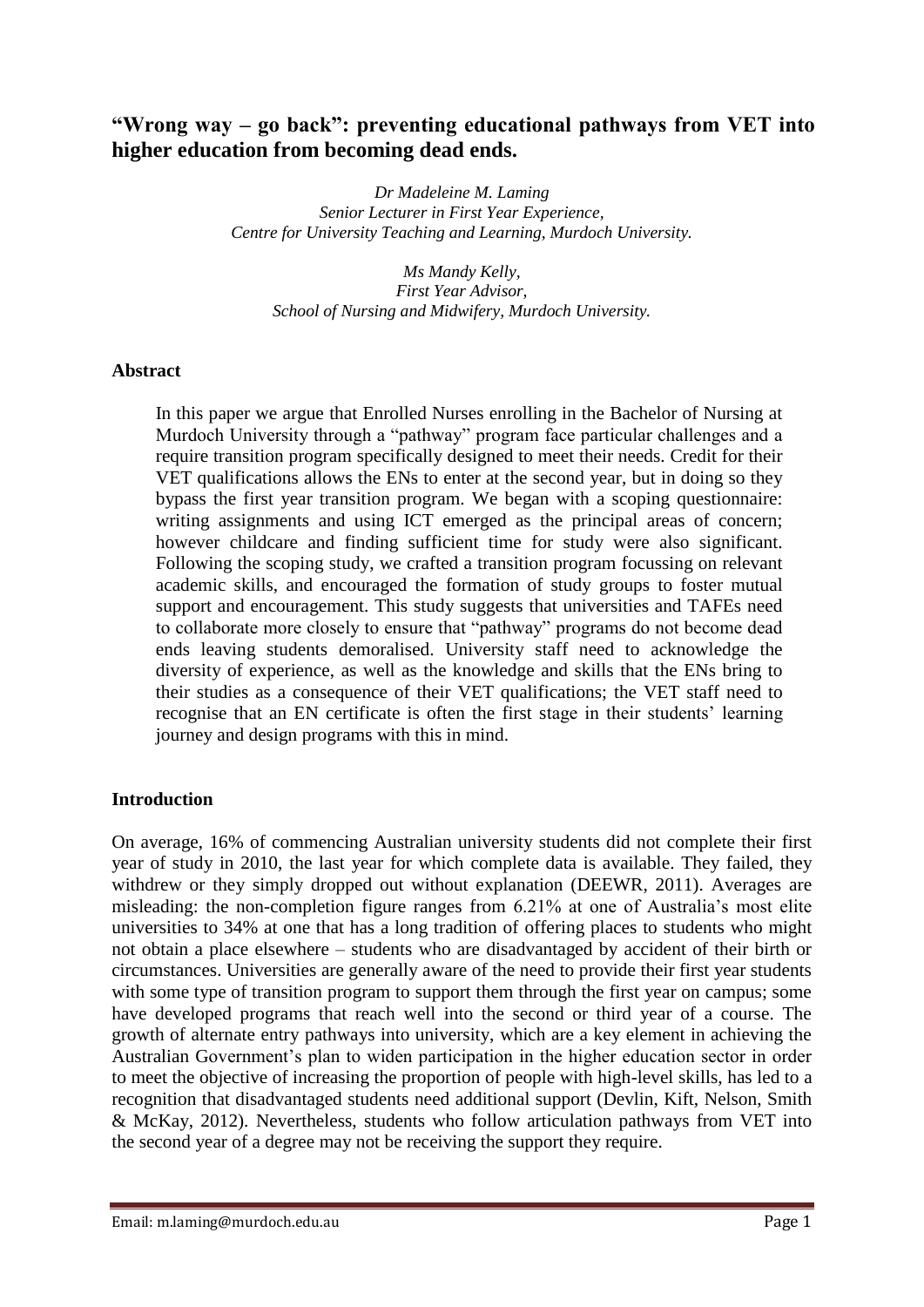# "Wrong way – go back": preventing educational pathways from VET into higher education from becoming dead ends.

*Dr Madeleine M. Laming*
*Senior Lecturer in First Year Experience,*
*Centre for University Teaching and Learning, Murdoch University.*

*Ms Mandy Kelly,*
*First Year Advisor,*
*School of Nursing and Midwifery, Murdoch University.*

## Abstract

In this paper we argue that Enrolled Nurses enrolling in the Bachelor of Nursing at Murdoch University through a "pathway" program face particular challenges and a require transition program specifically designed to meet their needs. Credit for their VET qualifications allows the ENs to enter at the second year, but in doing so they bypass the first year transition program. We began with a scoping questionnaire: writing assignments and using ICT emerged as the principal areas of concern; however childcare and finding sufficient time for study were also significant. Following the scoping study, we crafted a transition program focussing on relevant academic skills, and encouraged the formation of study groups to foster mutual support and encouragement. This study suggests that universities and TAFEs need to collaborate more closely to ensure that "pathway" programs do not become dead ends leaving students demoralised. University staff need to acknowledge the diversity of experience, as well as the knowledge and skills that the ENs bring to their studies as a consequence of their VET qualifications; the VET staff need to recognise that an EN certificate is often the first stage in their students' learning journey and design programs with this in mind.

## Introduction

On average, 16% of commencing Australian university students did not complete their first year of study in 2010, the last year for which complete data is available. They failed, they withdrew or they simply dropped out without explanation (DEEWR, 2011). Averages are misleading: the non-completion figure ranges from 6.21% at one of Australia's most elite universities to 34% at one that has a long tradition of offering places to students who might not obtain a place elsewhere – students who are disadvantaged by accident of their birth or circumstances. Universities are generally aware of the need to provide their first year students with some type of transition program to support them through the first year on campus; some have developed programs that reach well into the second or third year of a course. The growth of alternate entry pathways into university, which are a key element in achieving the Australian Government's plan to widen participation in the higher education sector in order to meet the objective of increasing the proportion of people with high-level skills, has led to a recognition that disadvantaged students need additional support (Devlin, Kift, Nelson, Smith & McKay, 2012). Nevertheless, students who follow articulation pathways from VET into the second year of a degree may not be receiving the support they require.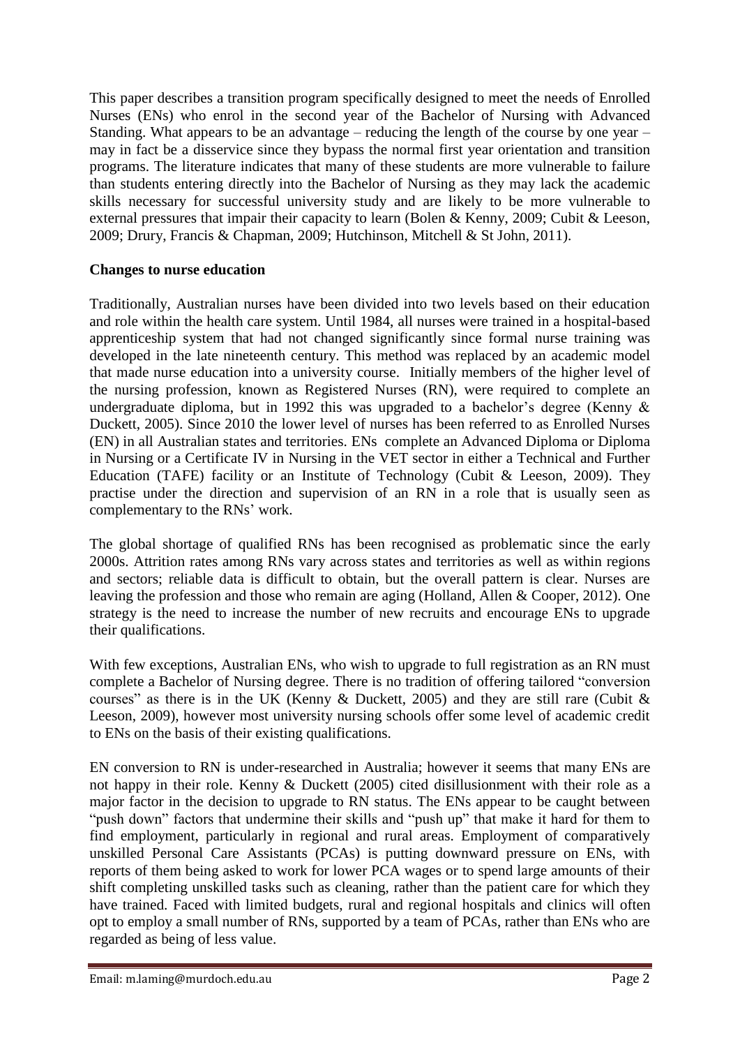This paper describes a transition program specifically designed to meet the needs of Enrolled Nurses (ENs) who enrol in the second year of the Bachelor of Nursing with Advanced Standing. What appears to be an advantage – reducing the length of the course by one year – may in fact be a disservice since they bypass the normal first year orientation and transition programs. The literature indicates that many of these students are more vulnerable to failure than students entering directly into the Bachelor of Nursing as they may lack the academic skills necessary for successful university study and are likely to be more vulnerable to external pressures that impair their capacity to learn (Bolen & Kenny, 2009; Cubit & Leeson, 2009; Drury, Francis & Chapman, 2009; Hutchinson, Mitchell & St John, 2011).

**Changes to nurse education**

Traditionally, Australian nurses have been divided into two levels based on their education and role within the health care system. Until 1984, all nurses were trained in a hospital-based apprenticeship system that had not changed significantly since formal nurse training was developed in the late nineteenth century. This method was replaced by an academic model that made nurse education into a university course. Initially members of the higher level of the nursing profession, known as Registered Nurses (RN), were required to complete an undergraduate diploma, but in 1992 this was upgraded to a bachelor's degree (Kenny & Duckett, 2005). Since 2010 the lower level of nurses has been referred to as Enrolled Nurses (EN) in all Australian states and territories. ENs complete an Advanced Diploma or Diploma in Nursing or a Certificate IV in Nursing in the VET sector in either a Technical and Further Education (TAFE) facility or an Institute of Technology (Cubit & Leeson, 2009). They practise under the direction and supervision of an RN in a role that is usually seen as complementary to the RNs' work.

The global shortage of qualified RNs has been recognised as problematic since the early 2000s. Attrition rates among RNs vary across states and territories as well as within regions and sectors; reliable data is difficult to obtain, but the overall pattern is clear. Nurses are leaving the profession and those who remain are aging (Holland, Allen & Cooper, 2012). One strategy is the need to increase the number of new recruits and encourage ENs to upgrade their qualifications.

With few exceptions, Australian ENs, who wish to upgrade to full registration as an RN must complete a Bachelor of Nursing degree. There is no tradition of offering tailored "conversion courses" as there is in the UK (Kenny & Duckett, 2005) and they are still rare (Cubit & Leeson, 2009), however most university nursing schools offer some level of academic credit to ENs on the basis of their existing qualifications.

EN conversion to RN is under-researched in Australia; however it seems that many ENs are not happy in their role. Kenny & Duckett (2005) cited disillusionment with their role as a major factor in the decision to upgrade to RN status. The ENs appear to be caught between "push down" factors that undermine their skills and "push up" that make it hard for them to find employment, particularly in regional and rural areas. Employment of comparatively unskilled Personal Care Assistants (PCAs) is putting downward pressure on ENs, with reports of them being asked to work for lower PCA wages or to spend large amounts of their shift completing unskilled tasks such as cleaning, rather than the patient care for which they have trained. Faced with limited budgets, rural and regional hospitals and clinics will often opt to employ a small number of RNs, supported by a team of PCAs, rather than ENs who are regarded as being of less value.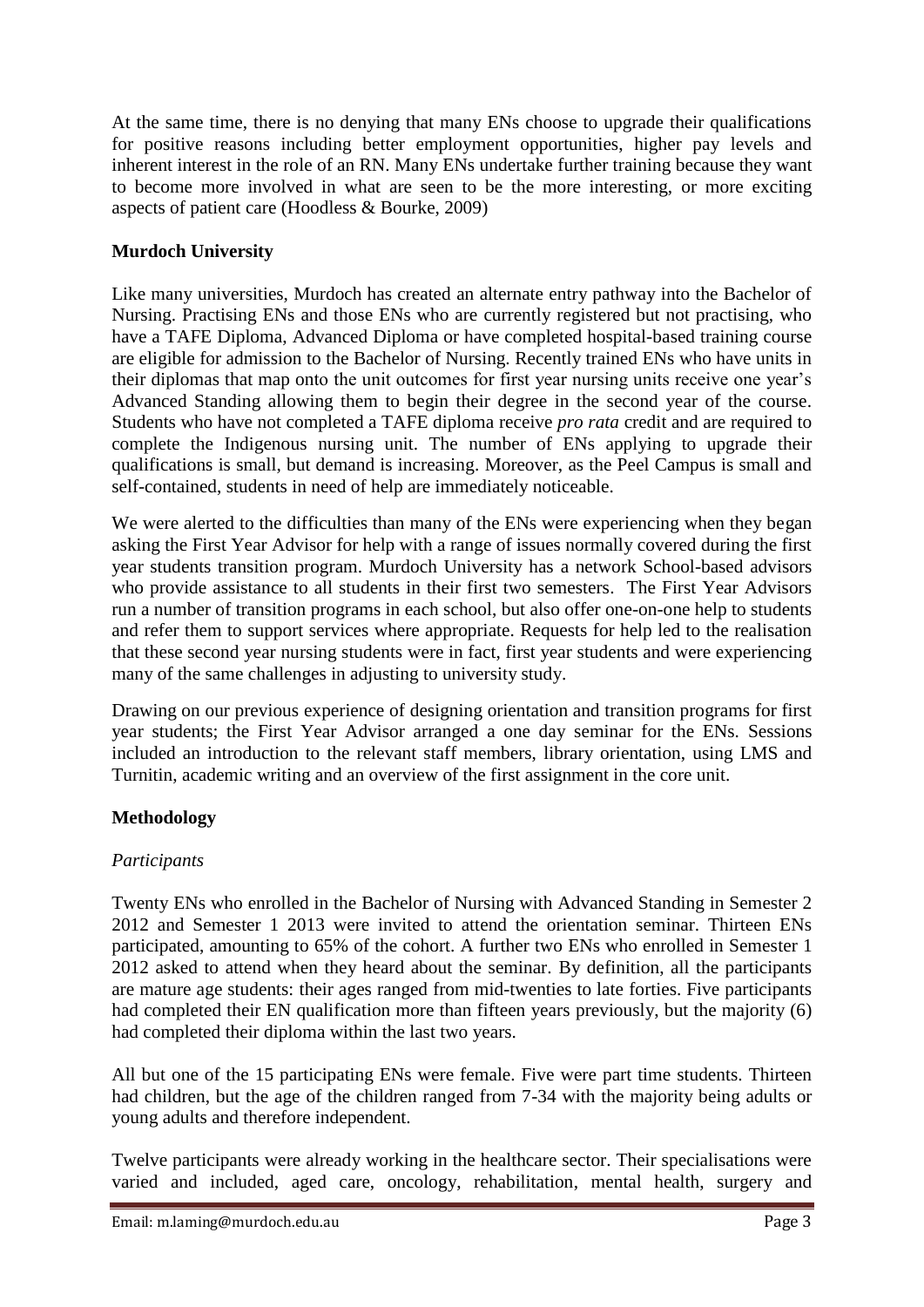At the same time, there is no denying that many ENs choose to upgrade their qualifications for positive reasons including better employment opportunities, higher pay levels and inherent interest in the role of an RN. Many ENs undertake further training because they want to become more involved in what are seen to be the more interesting, or more exciting aspects of patient care (Hoodless & Bourke, 2009)

**Murdoch University**

Like many universities, Murdoch has created an alternate entry pathway into the Bachelor of Nursing. Practising ENs and those ENs who are currently registered but not practising, who have a TAFE Diploma, Advanced Diploma or have completed hospital-based training course are eligible for admission to the Bachelor of Nursing. Recently trained ENs who have units in their diplomas that map onto the unit outcomes for first year nursing units receive one year's Advanced Standing allowing them to begin their degree in the second year of the course. Students who have not completed a TAFE diploma receive *pro rata* credit and are required to complete the Indigenous nursing unit. The number of ENs applying to upgrade their qualifications is small, but demand is increasing. Moreover, as the Peel Campus is small and self-contained, students in need of help are immediately noticeable.

We were alerted to the difficulties than many of the ENs were experiencing when they began asking the First Year Advisor for help with a range of issues normally covered during the first year students transition program. Murdoch University has a network School-based advisors who provide assistance to all students in their first two semesters. The First Year Advisors run a number of transition programs in each school, but also offer one-on-one help to students and refer them to support services where appropriate. Requests for help led to the realisation that these second year nursing students were in fact, first year students and were experiencing many of the same challenges in adjusting to university study.

Drawing on our previous experience of designing orientation and transition programs for first year students; the First Year Advisor arranged a one day seminar for the ENs. Sessions included an introduction to the relevant staff members, library orientation, using LMS and Turnitin, academic writing and an overview of the first assignment in the core unit.

**Methodology**

*Participants*

Twenty ENs who enrolled in the Bachelor of Nursing with Advanced Standing in Semester 2 2012 and Semester 1 2013 were invited to attend the orientation seminar. Thirteen ENs participated, amounting to 65% of the cohort. A further two ENs who enrolled in Semester 1 2012 asked to attend when they heard about the seminar. By definition, all the participants are mature age students: their ages ranged from mid-twenties to late forties. Five participants had completed their EN qualification more than fifteen years previously, but the majority (6) had completed their diploma within the last two years.

All but one of the 15 participating ENs were female. Five were part time students. Thirteen had children, but the age of the children ranged from 7-34 with the majority being adults or young adults and therefore independent.

Twelve participants were already working in the healthcare sector. Their specialisations were varied and included, aged care, oncology, rehabilitation, mental health, surgery and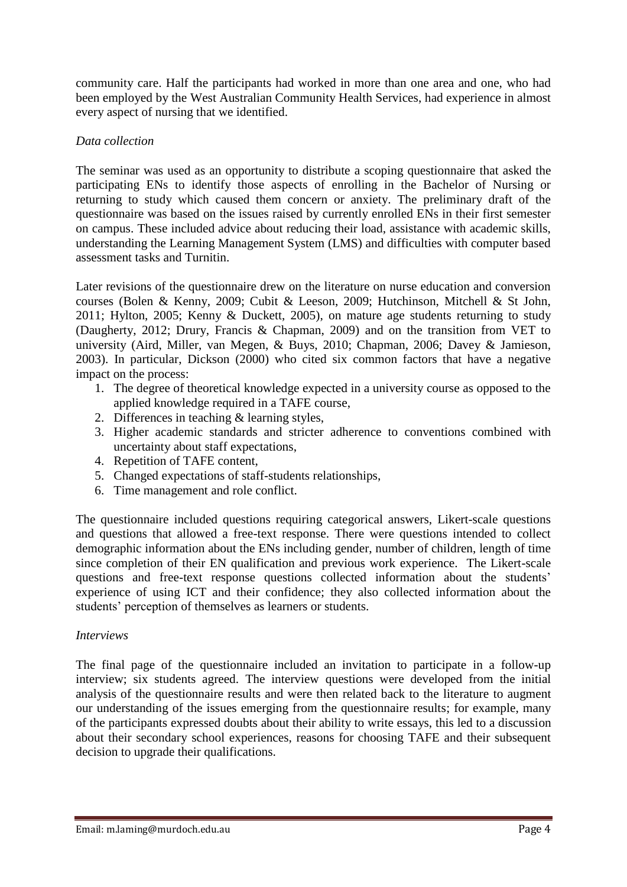community care. Half the participants had worked in more than one area and one, who had been employed by the West Australian Community Health Services, had experience in almost every aspect of nursing that we identified.

*Data collection*

The seminar was used as an opportunity to distribute a scoping questionnaire that asked the participating ENs to identify those aspects of enrolling in the Bachelor of Nursing or returning to study which caused them concern or anxiety. The preliminary draft of the questionnaire was based on the issues raised by currently enrolled ENs in their first semester on campus. These included advice about reducing their load, assistance with academic skills, understanding the Learning Management System (LMS) and difficulties with computer based assessment tasks and Turnitin.

Later revisions of the questionnaire drew on the literature on nurse education and conversion courses (Bolen & Kenny, 2009; Cubit & Leeson, 2009; Hutchinson, Mitchell & St John, 2011; Hylton, 2005; Kenny & Duckett, 2005), on mature age students returning to study (Daugherty, 2012; Drury, Francis & Chapman, 2009) and on the transition from VET to university (Aird, Miller, van Megen, & Buys, 2010; Chapman, 2006; Davey & Jamieson, 2003). In particular, Dickson (2000) who cited six common factors that have a negative impact on the process:

1. The degree of theoretical knowledge expected in a university course as opposed to the applied knowledge required in a TAFE course,
2. Differences in teaching & learning styles,
3. Higher academic standards and stricter adherence to conventions combined with uncertainty about staff expectations,
4. Repetition of TAFE content,
5. Changed expectations of staff-students relationships,
6. Time management and role conflict.

The questionnaire included questions requiring categorical answers, Likert-scale questions and questions that allowed a free-text response. There were questions intended to collect demographic information about the ENs including gender, number of children, length of time since completion of their EN qualification and previous work experience. The Likert-scale questions and free-text response questions collected information about the students' experience of using ICT and their confidence; they also collected information about the students' perception of themselves as learners or students.

*Interviews*

The final page of the questionnaire included an invitation to participate in a follow-up interview; six students agreed. The interview questions were developed from the initial analysis of the questionnaire results and were then related back to the literature to augment our understanding of the issues emerging from the questionnaire results; for example, many of the participants expressed doubts about their ability to write essays, this led to a discussion about their secondary school experiences, reasons for choosing TAFE and their subsequent decision to upgrade their qualifications.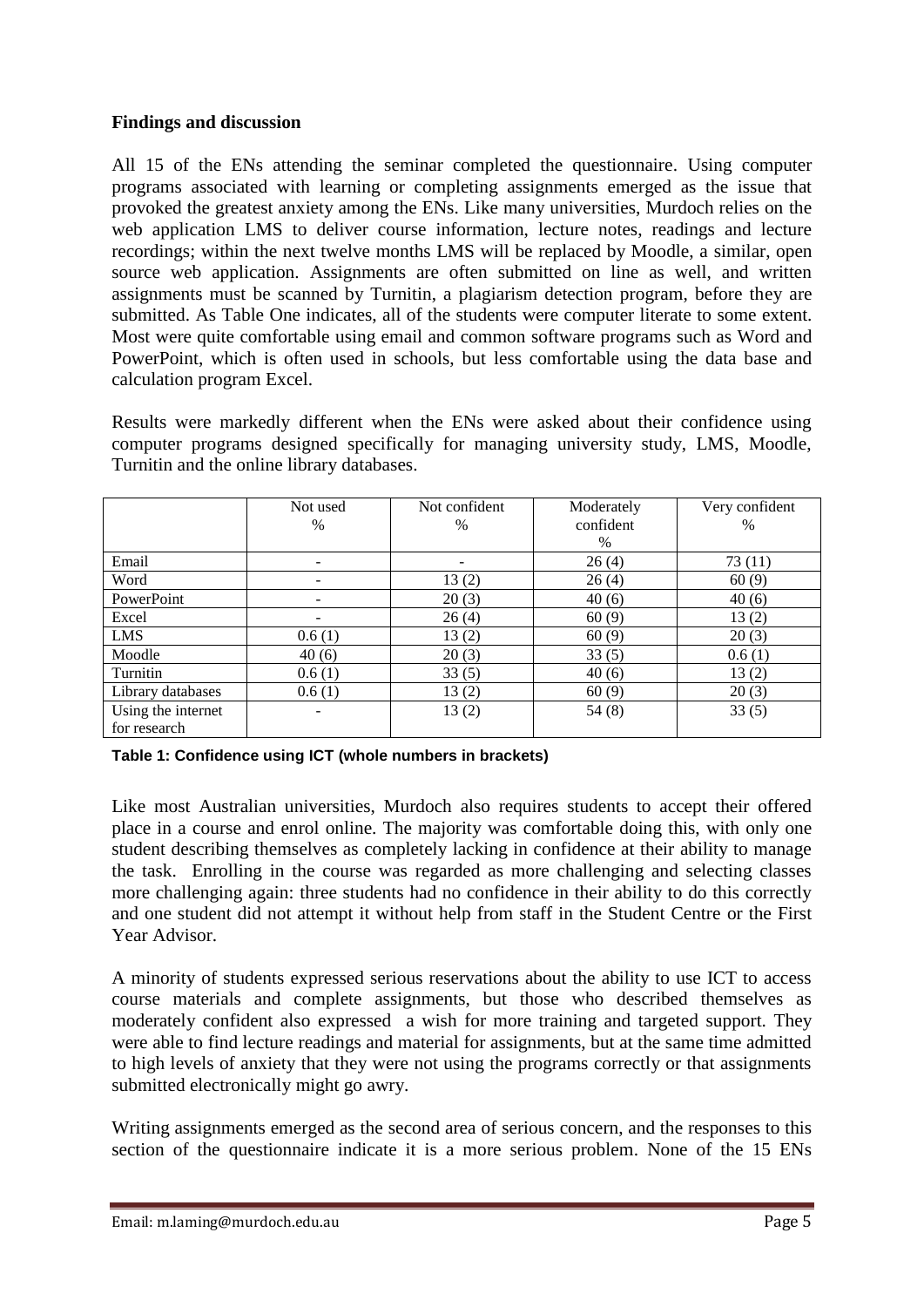**Findings and discussion**

All 15 of the ENs attending the seminar completed the questionnaire. Using computer programs associated with learning or completing assignments emerged as the issue that provoked the greatest anxiety among the ENs. Like many universities, Murdoch relies on the web application LMS to deliver course information, lecture notes, readings and lecture recordings; within the next twelve months LMS will be replaced by Moodle, a similar, open source web application. Assignments are often submitted on line as well, and written assignments must be scanned by Turnitin, a plagiarism detection program, before they are submitted. As Table One indicates, all of the students were computer literate to some extent. Most were quite comfortable using email and common software programs such as Word and PowerPoint, which is often used in schools, but less comfortable using the data base and calculation program Excel.

Results were markedly different when the ENs were asked about their confidence using computer programs designed specifically for managing university study, LMS, Moodle, Turnitin and the online library databases.

| | Not used % | Not confident % | Moderately confident % | Very confident % |
|---|---|---|---|---|
| Email | - | - | 26 (4) | 73 (11) |
| Word | - | 13 (2) | 26 (4) | 60 (9) |
| PowerPoint | - | 20 (3) | 40 (6) | 40 (6) |
| Excel | - | 26 (4) | 60 (9) | 13 (2) |
| LMS | 0.6 (1) | 13 (2) | 60 (9) | 20 (3) |
| Moodle | 40 (6) | 20 (3) | 33 (5) | 0.6 (1) |
| Turnitin | 0.6 (1) | 33 (5) | 40 (6) | 13 (2) |
| Library databases | 0.6 (1) | 13 (2) | 60 (9) | 20 (3) |
| Using the internet for research | - | 13 (2) | 54 (8) | 33 (5) |

**Table 1: Confidence using ICT (whole numbers in brackets)**

Like most Australian universities, Murdoch also requires students to accept their offered place in a course and enrol online. The majority was comfortable doing this, with only one student describing themselves as completely lacking in confidence at their ability to manage the task. Enrolling in the course was regarded as more challenging and selecting classes more challenging again: three students had no confidence in their ability to do this correctly and one student did not attempt it without help from staff in the Student Centre or the First Year Advisor.

A minority of students expressed serious reservations about the ability to use ICT to access course materials and complete assignments, but those who described themselves as moderately confident also expressed a wish for more training and targeted support. They were able to find lecture readings and material for assignments, but at the same time admitted to high levels of anxiety that they were not using the programs correctly or that assignments submitted electronically might go awry.

Writing assignments emerged as the second area of serious concern, and the responses to this section of the questionnaire indicate it is a more serious problem. None of the 15 ENs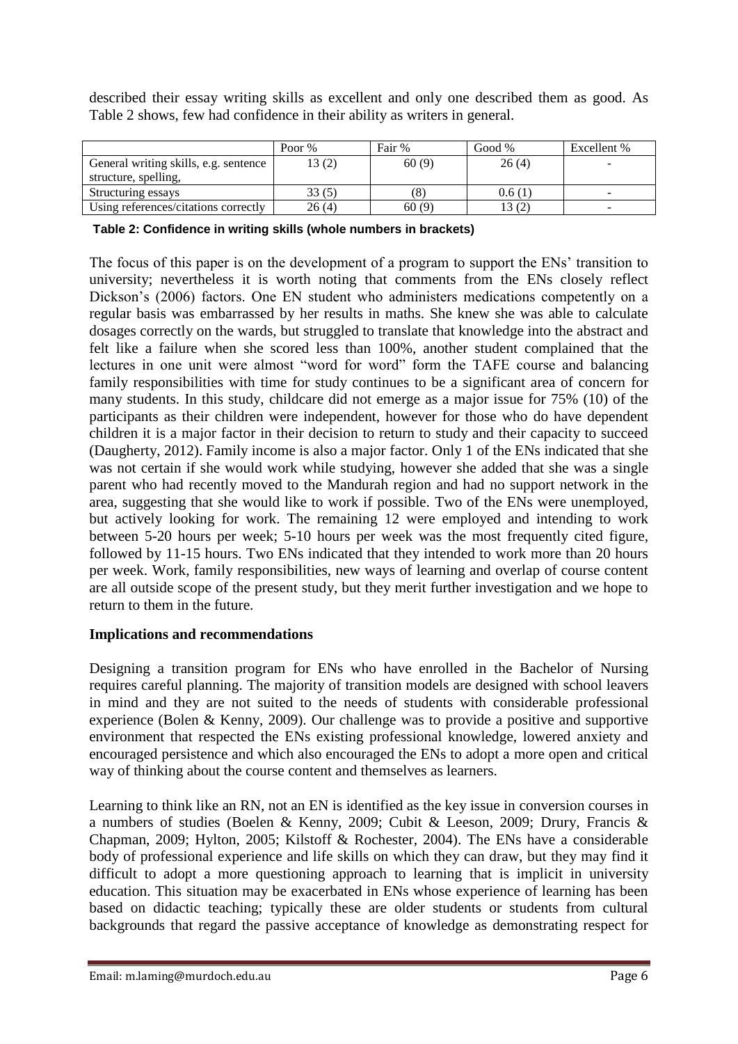described their essay writing skills as excellent and only one described them as good. As Table 2 shows, few had confidence in their ability as writers in general.

| | Poor % | Fair % | Good % | Excellent % |
|---|---|---|---|---|
| General writing skills, e.g. sentence structure, spelling, | 13 (2) | 60 (9) | 26 (4) | - |
| Structuring essays | 33 (5) | (8) | 0.6 (1) | - |
| Using references/citations correctly | 26 (4) | 60 (9) | 13 (2) | - |

**Table 2: Confidence in writing skills (whole numbers in brackets)**

The focus of this paper is on the development of a program to support the ENs' transition to university; nevertheless it is worth noting that comments from the ENs closely reflect Dickson's (2006) factors. One EN student who administers medications competently on a regular basis was embarrassed by her results in maths. She knew she was able to calculate dosages correctly on the wards, but struggled to translate that knowledge into the abstract and felt like a failure when she scored less than 100%, another student complained that the lectures in one unit were almost "word for word" form the TAFE course and balancing family responsibilities with time for study continues to be a significant area of concern for many students. In this study, childcare did not emerge as a major issue for 75% (10) of the participants as their children were independent, however for those who do have dependent children it is a major factor in their decision to return to study and their capacity to succeed (Daugherty, 2012). Family income is also a major factor. Only 1 of the ENs indicated that she was not certain if she would work while studying, however she added that she was a single parent who had recently moved to the Mandurah region and had no support network in the area, suggesting that she would like to work if possible. Two of the ENs were unemployed, but actively looking for work. The remaining 12 were employed and intending to work between 5-20 hours per week; 5-10 hours per week was the most frequently cited figure, followed by 11-15 hours. Two ENs indicated that they intended to work more than 20 hours per week. Work, family responsibilities, new ways of learning and overlap of course content are all outside scope of the present study, but they merit further investigation and we hope to return to them in the future.

**Implications and recommendations**

Designing a transition program for ENs who have enrolled in the Bachelor of Nursing requires careful planning. The majority of transition models are designed with school leavers in mind and they are not suited to the needs of students with considerable professional experience (Bolen & Kenny, 2009). Our challenge was to provide a positive and supportive environment that respected the ENs existing professional knowledge, lowered anxiety and encouraged persistence and which also encouraged the ENs to adopt a more open and critical way of thinking about the course content and themselves as learners.

Learning to think like an RN, not an EN is identified as the key issue in conversion courses in a numbers of studies (Boelen & Kenny, 2009; Cubit & Leeson, 2009; Drury, Francis & Chapman, 2009; Hylton, 2005; Kilstoff & Rochester, 2004). The ENs have a considerable body of professional experience and life skills on which they can draw, but they may find it difficult to adopt a more questioning approach to learning that is implicit in university education. This situation may be exacerbated in ENs whose experience of learning has been based on didactic teaching; typically these are older students or students from cultural backgrounds that regard the passive acceptance of knowledge as demonstrating respect for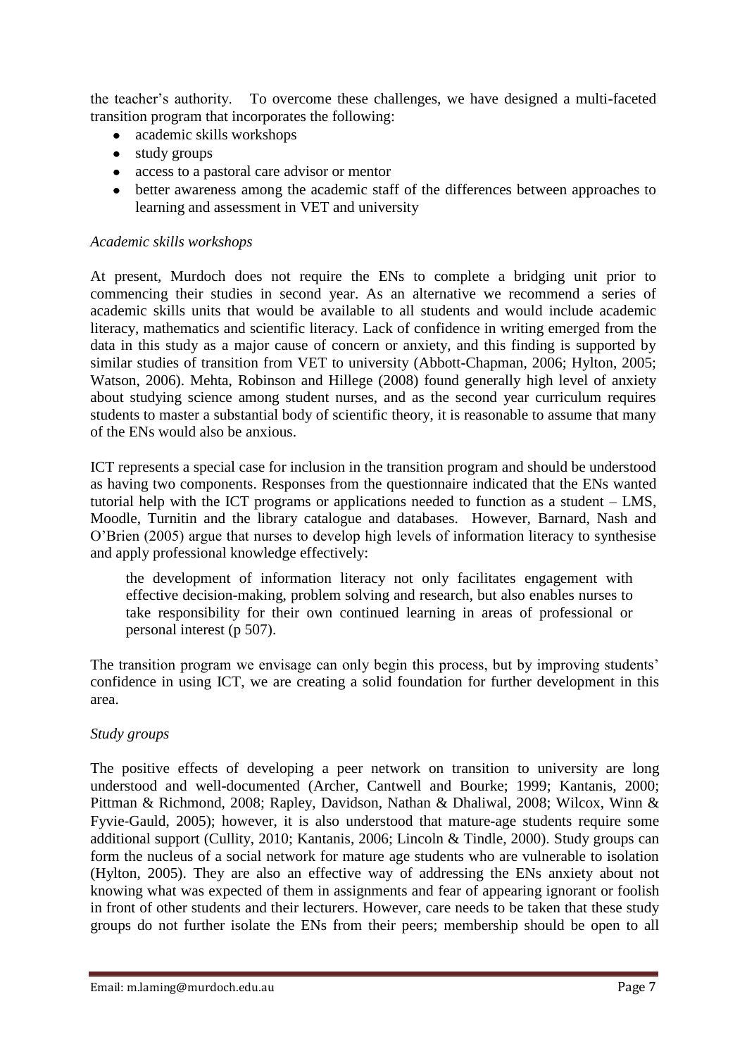the teacher's authority. To overcome these challenges, we have designed a multi-faceted transition program that incorporates the following:

- academic skills workshops
- study groups
- access to a pastoral care advisor or mentor
- better awareness among the academic staff of the differences between approaches to learning and assessment in VET and university

*Academic skills workshops*

At present, Murdoch does not require the ENs to complete a bridging unit prior to commencing their studies in second year. As an alternative we recommend a series of academic skills units that would be available to all students and would include academic literacy, mathematics and scientific literacy. Lack of confidence in writing emerged from the data in this study as a major cause of concern or anxiety, and this finding is supported by similar studies of transition from VET to university (Abbott-Chapman, 2006; Hylton, 2005; Watson, 2006). Mehta, Robinson and Hillege (2008) found generally high level of anxiety about studying science among student nurses, and as the second year curriculum requires students to master a substantial body of scientific theory, it is reasonable to assume that many of the ENs would also be anxious.

ICT represents a special case for inclusion in the transition program and should be understood as having two components. Responses from the questionnaire indicated that the ENs wanted tutorial help with the ICT programs or applications needed to function as a student – LMS, Moodle, Turnitin and the library catalogue and databases. However, Barnard, Nash and O'Brien (2005) argue that nurses to develop high levels of information literacy to synthesise and apply professional knowledge effectively:

> the development of information literacy not only facilitates engagement with effective decision-making, problem solving and research, but also enables nurses to take responsibility for their own continued learning in areas of professional or personal interest (p 507).

The transition program we envisage can only begin this process, but by improving students' confidence in using ICT, we are creating a solid foundation for further development in this area.

*Study groups*

The positive effects of developing a peer network on transition to university are long understood and well-documented (Archer, Cantwell and Bourke; 1999; Kantanis, 2000; Pittman & Richmond, 2008; Rapley, Davidson, Nathan & Dhaliwal, 2008; Wilcox, Winn & Fyvie-Gauld, 2005); however, it is also understood that mature-age students require some additional support (Cullity, 2010; Kantanis, 2006; Lincoln & Tindle, 2000). Study groups can form the nucleus of a social network for mature age students who are vulnerable to isolation (Hylton, 2005). They are also an effective way of addressing the ENs anxiety about not knowing what was expected of them in assignments and fear of appearing ignorant or foolish in front of other students and their lecturers. However, care needs to be taken that these study groups do not further isolate the ENs from their peers; membership should be open to all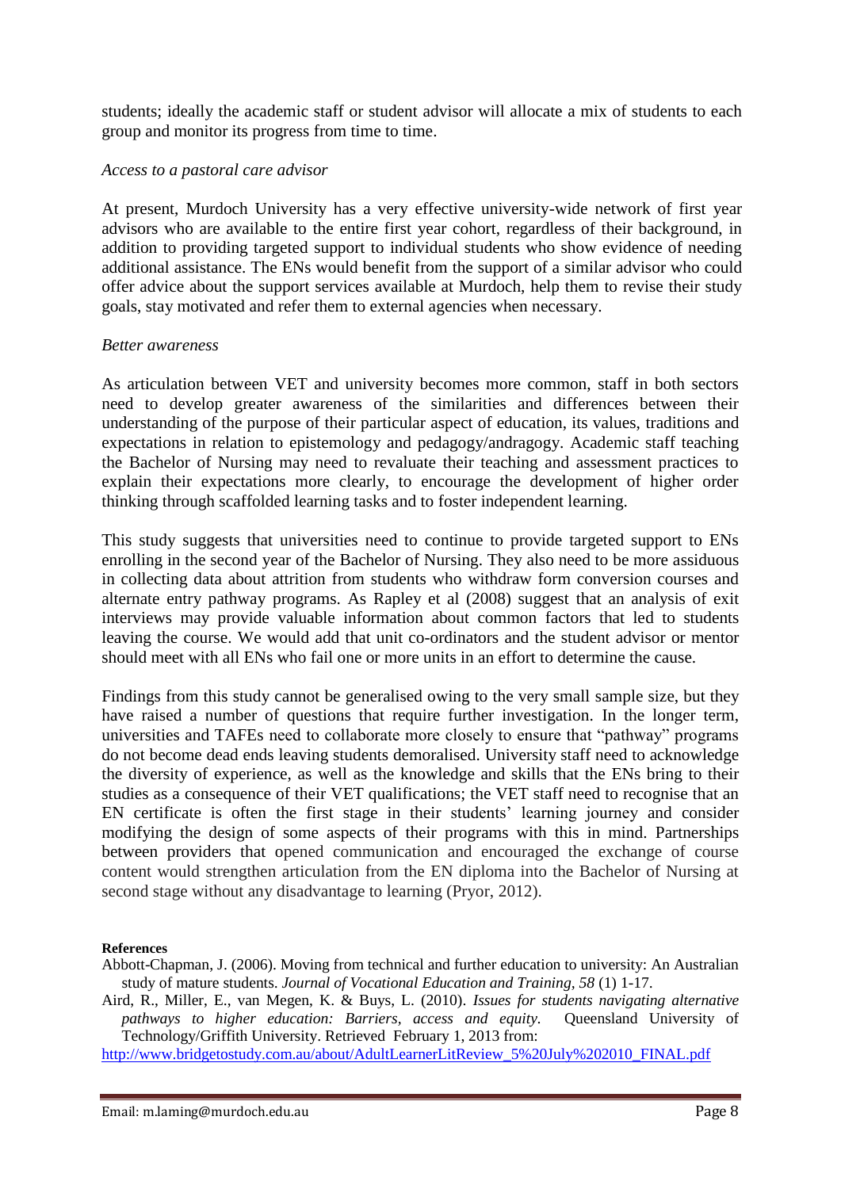students; ideally the academic staff or student advisor will allocate a mix of students to each group and monitor its progress from time to time.

*Access to a pastoral care advisor*

At present, Murdoch University has a very effective university-wide network of first year advisors who are available to the entire first year cohort, regardless of their background, in addition to providing targeted support to individual students who show evidence of needing additional assistance. The ENs would benefit from the support of a similar advisor who could offer advice about the support services available at Murdoch, help them to revise their study goals, stay motivated and refer them to external agencies when necessary.

*Better awareness*

As articulation between VET and university becomes more common, staff in both sectors need to develop greater awareness of the similarities and differences between their understanding of the purpose of their particular aspect of education, its values, traditions and expectations in relation to epistemology and pedagogy/andragogy. Academic staff teaching the Bachelor of Nursing may need to revaluate their teaching and assessment practices to explain their expectations more clearly, to encourage the development of higher order thinking through scaffolded learning tasks and to foster independent learning.

This study suggests that universities need to continue to provide targeted support to ENs enrolling in the second year of the Bachelor of Nursing. They also need to be more assiduous in collecting data about attrition from students who withdraw form conversion courses and alternate entry pathway programs. As Rapley et al (2008) suggest that an analysis of exit interviews may provide valuable information about common factors that led to students leaving the course. We would add that unit co-ordinators and the student advisor or mentor should meet with all ENs who fail one or more units in an effort to determine the cause.

Findings from this study cannot be generalised owing to the very small sample size, but they have raised a number of questions that require further investigation. In the longer term, universities and TAFEs need to collaborate more closely to ensure that "pathway" programs do not become dead ends leaving students demoralised. University staff need to acknowledge the diversity of experience, as well as the knowledge and skills that the ENs bring to their studies as a consequence of their VET qualifications; the VET staff need to recognise that an EN certificate is often the first stage in their students' learning journey and consider modifying the design of some aspects of their programs with this in mind. Partnerships between providers that opened communication and encouraged the exchange of course content would strengthen articulation from the EN diploma into the Bachelor of Nursing at second stage without any disadvantage to learning (Pryor, 2012).

**References**

Abbott-Chapman, J. (2006). Moving from technical and further education to university: An Australian study of mature students. *Journal of Vocational Education and Training, 58* (1) 1-17.

Aird, R., Miller, E., van Megen, K. & Buys, L. (2010). *Issues for students navigating alternative pathways to higher education: Barriers, access and equity.* Queensland University of Technology/Griffith University. Retrieved February 1, 2013 from: http://www.bridgetostudy.com.au/about/AdultLearnerLitReview_5%20July%202010_FINAL.pdf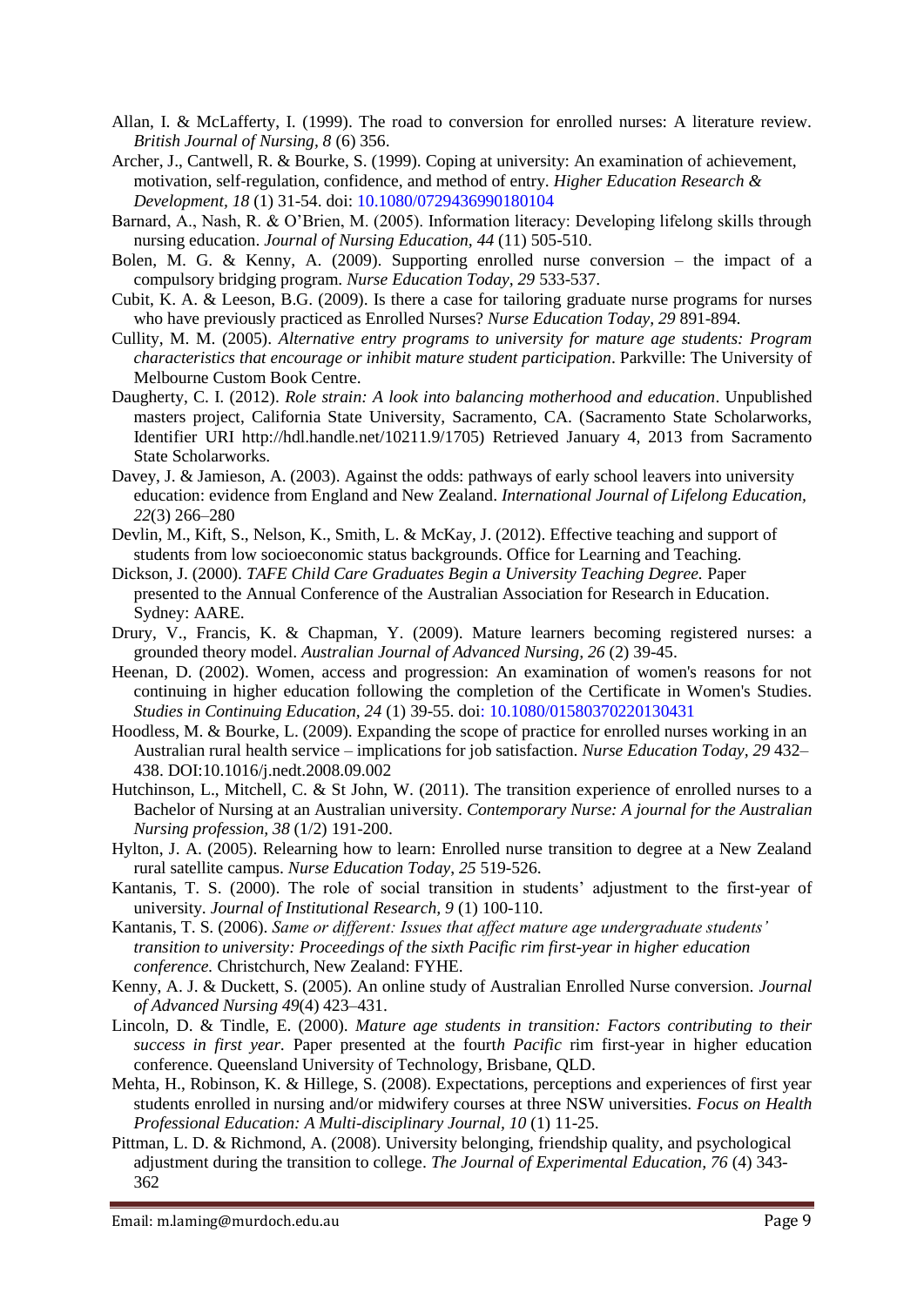Allan, I. & McLafferty, I. (1999). The road to conversion for enrolled nurses: A literature review. *British Journal of Nursing, 8* (6) 356.

Archer, J., Cantwell, R. & Bourke, S. (1999). Coping at university: An examination of achievement, motivation, self-regulation, confidence, and method of entry. *Higher Education Research & Development, 18* (1) 31-54. doi: 10.1080/0729436990180104

Barnard, A., Nash, R. & O'Brien, M. (2005). Information literacy: Developing lifelong skills through nursing education. *Journal of Nursing Education, 44* (11) 505-510.

Bolen, M. G. & Kenny, A. (2009). Supporting enrolled nurse conversion – the impact of a compulsory bridging program. *Nurse Education Today, 29* 533-537.

Cubit, K. A. & Leeson, B.G. (2009). Is there a case for tailoring graduate nurse programs for nurses who have previously practiced as Enrolled Nurses? *Nurse Education Today, 29* 891-894.

Cullity, M. M. (2005). *Alternative entry programs to university for mature age students: Program characteristics that encourage or inhibit mature student participation*. Parkville: The University of Melbourne Custom Book Centre.

Daugherty, C. I. (2012). *Role strain: A look into balancing motherhood and education*. Unpublished masters project, California State University, Sacramento, CA. (Sacramento State Scholarworks, Identifier URI http://hdl.handle.net/10211.9/1705) Retrieved January 4, 2013 from Sacramento State Scholarworks.

Davey, J. & Jamieson, A. (2003). Against the odds: pathways of early school leavers into university education: evidence from England and New Zealand. *International Journal of Lifelong Education, 22*(3) 266–280

Devlin, M., Kift, S., Nelson, K., Smith, L. & McKay, J. (2012). Effective teaching and support of students from low socioeconomic status backgrounds. Office for Learning and Teaching.

Dickson, J. (2000). *TAFE Child Care Graduates Begin a University Teaching Degree.* Paper presented to the Annual Conference of the Australian Association for Research in Education. Sydney: AARE.

Drury, V., Francis, K. & Chapman, Y. (2009). Mature learners becoming registered nurses: a grounded theory model. *Australian Journal of Advanced Nursing, 26* (2) 39-45.

Heenan, D. (2002). Women, access and progression: An examination of women's reasons for not continuing in higher education following the completion of the Certificate in Women's Studies. *Studies in Continuing Education, 24* (1) 39-55. doi: 10.1080/01580370220130431

Hoodless, M. & Bourke, L. (2009). Expanding the scope of practice for enrolled nurses working in an Australian rural health service – implications for job satisfaction. *Nurse Education Today, 29* 432–438. DOI:10.1016/j.nedt.2008.09.002

Hutchinson, L., Mitchell, C. & St John, W. (2011). The transition experience of enrolled nurses to a Bachelor of Nursing at an Australian university. *Contemporary Nurse: A journal for the Australian Nursing profession, 38* (1/2) 191-200.

Hylton, J. A. (2005). Relearning how to learn: Enrolled nurse transition to degree at a New Zealand rural satellite campus. *Nurse Education Today, 25* 519-526.

Kantanis, T. S. (2000). The role of social transition in students' adjustment to the first-year of university. *Journal of Institutional Research, 9* (1) 100-110.

Kantanis, T. S. (2006). *Same or different: Issues that affect mature age undergraduate students' transition to university: Proceedings of the sixth Pacific rim first-year in higher education conference.* Christchurch, New Zealand: FYHE.

Kenny, A. J. & Duckett, S. (2005). An online study of Australian Enrolled Nurse conversion. *Journal of Advanced Nursing 49*(4) 423–431.

Lincoln, D. & Tindle, E. (2000). *Mature age students in transition: Factors contributing to their success in first year.* Paper presented at the fourth *Pacific* rim first-year in higher education conference. Queensland University of Technology, Brisbane, QLD.

Mehta, H., Robinson, K. & Hillege, S. (2008). Expectations, perceptions and experiences of first year students enrolled in nursing and/or midwifery courses at three NSW universities. *Focus on Health Professional Education: A Multi-disciplinary Journal, 10* (1) 11-25.

Pittman, L. D. & Richmond, A. (2008). University belonging, friendship quality, and psychological adjustment during the transition to college. *The Journal of Experimental Education, 76* (4) 343-362

Email: m.laming@murdoch.edu.au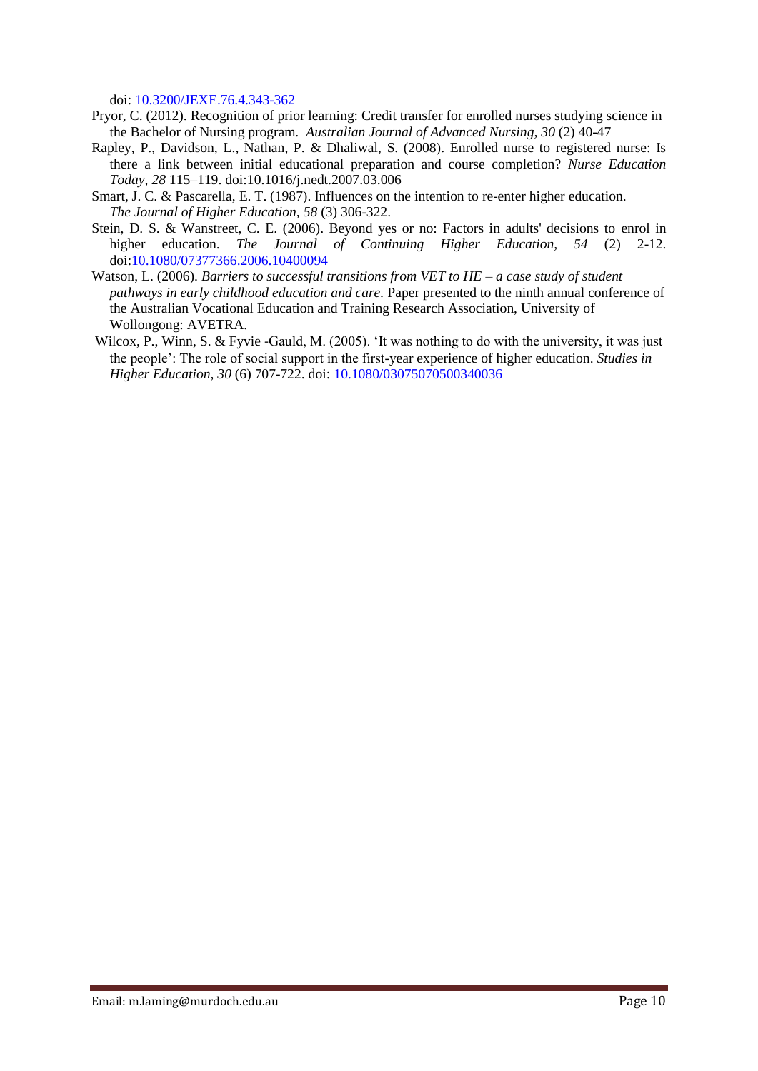doi: 10.3200/JEXE.76.4.343-362

Pryor, C. (2012). Recognition of prior learning: Credit transfer for enrolled nurses studying science in the Bachelor of Nursing program. *Australian Journal of Advanced Nursing, 30* (2) 40-47

Rapley, P., Davidson, L., Nathan, P. & Dhaliwal, S. (2008). Enrolled nurse to registered nurse: Is there a link between initial educational preparation and course completion? *Nurse Education Today, 28* 115–119. doi:10.1016/j.nedt.2007.03.006

Smart, J. C. & Pascarella, E. T. (1987). Influences on the intention to re-enter higher education. *The Journal of Higher Education, 58* (3) 306-322.

Stein, D. S. & Wanstreet, C. E. (2006). Beyond yes or no: Factors in adults' decisions to enrol in higher education. *The Journal of Continuing Higher Education, 54* (2) 2-12. doi:10.1080/07377366.2006.10400094

Watson, L. (2006). *Barriers to successful transitions from VET to HE – a case study of student pathways in early childhood education and care.* Paper presented to the ninth annual conference of the Australian Vocational Education and Training Research Association, University of Wollongong: AVETRA.

Wilcox, P., Winn, S. & Fyvie -Gauld, M. (2005). 'It was nothing to do with the university, it was just the people': The role of social support in the first-year experience of higher education. *Studies in Higher Education, 30* (6) 707-722. doi: 10.1080/03075070500340036